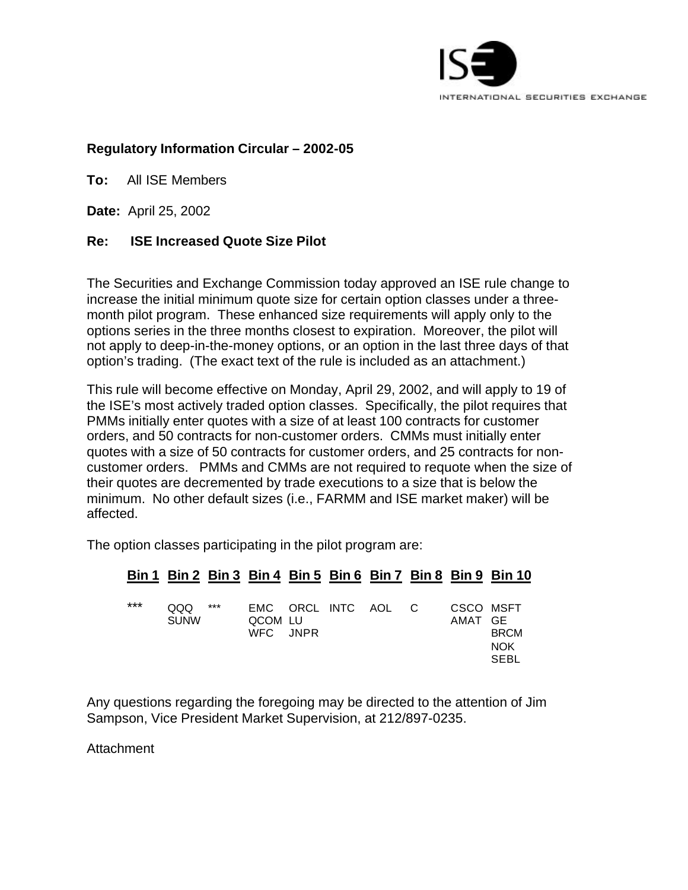ISE INTERNATIONAL SECURITIES EXCHANGE

**Regulatory Information Circular – 2002-05**

**To:** All ISE Members

**Date:** April 25, 2002

**Re: ISE Increased Quote Size Pilot**

The Securities and Exchange Commission today approved an ISE rule change to increase the initial minimum quote size for certain option classes under a three-month pilot program. These enhanced size requirements will apply only to the options series in the three months closest to expiration. Moreover, the pilot will not apply to deep-in-the-money options, or an option in the last three days of that option's trading. (The exact text of the rule is included as an attachment.)

This rule will become effective on Monday, April 29, 2002, and will apply to 19 of the ISE's most actively traded option classes. Specifically, the pilot requires that PMMs initially enter quotes with a size of at least 100 contracts for customer orders, and 50 contracts for non-customer orders. CMMs must initially enter quotes with a size of 50 contracts for customer orders, and 25 contracts for non-customer orders. PMMs and CMMs are not required to requote when the size of their quotes are decremented by trade executions to a size that is below the minimum. No other default sizes (i.e., FARMM and ISE market maker) will be affected.

The option classes participating in the pilot program are:

| Bin 1 | Bin 2 | Bin 3 | Bin 4 | Bin 5 | Bin 6 | Bin 7 | Bin 8 | Bin 9 | Bin 10 |
|---|---|---|---|---|---|---|---|---|---|
| *** | QQQ | *** | EMC | ORCL | INTC | AOL | C | CSCO | MSFT |
| | SUNW | | QCOM | LU | | | | AMAT | GE |
| | | | WFC | JNPR | | | | | BRCM |
| | | | | | | | | | NOK |
| | | | | | | | | | SEBL |

Any questions regarding the foregoing may be directed to the attention of Jim Sampson, Vice President Market Supervision, at 212/897-0235.

Attachment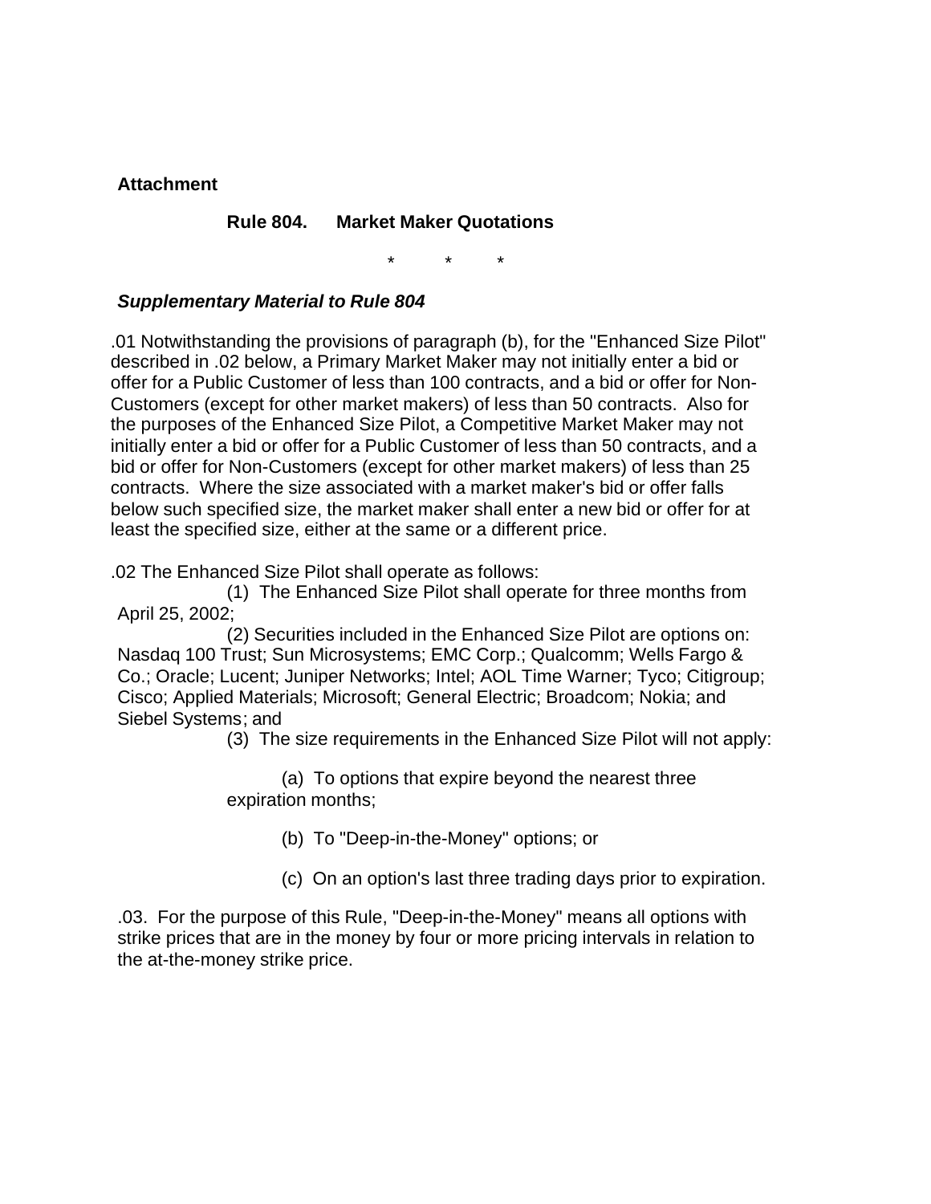**Attachment**

**Rule 804. Market Maker Quotations**

\* \* \*

***Supplementary Material to Rule 804***

.01 Notwithstanding the provisions of paragraph (b), for the "Enhanced Size Pilot" described in .02 below, a Primary Market Maker may not initially enter a bid or offer for a Public Customer of less than 100 contracts, and a bid or offer for Non-Customers (except for other market makers) of less than 50 contracts. Also for the purposes of the Enhanced Size Pilot, a Competitive Market Maker may not initially enter a bid or offer for a Public Customer of less than 50 contracts, and a bid or offer for Non-Customers (except for other market makers) of less than 25 contracts. Where the size associated with a market maker's bid or offer falls below such specified size, the market maker shall enter a new bid or offer for at least the specified size, either at the same or a different price.

.02 The Enhanced Size Pilot shall operate as follows:

(1) The Enhanced Size Pilot shall operate for three months from April 25, 2002;

(2) Securities included in the Enhanced Size Pilot are options on: Nasdaq 100 Trust; Sun Microsystems; EMC Corp.; Qualcomm; Wells Fargo & Co.; Oracle; Lucent; Juniper Networks; Intel; AOL Time Warner; Tyco; Citigroup; Cisco; Applied Materials; Microsoft; General Electric; Broadcom; Nokia; and Siebel Systems; and

(3) The size requirements in the Enhanced Size Pilot will not apply:

(a) To options that expire beyond the nearest three expiration months;

(b) To "Deep-in-the-Money" options; or

(c) On an option's last three trading days prior to expiration.

.03. For the purpose of this Rule, "Deep-in-the-Money" means all options with strike prices that are in the money by four or more pricing intervals in relation to the at-the-money strike price.